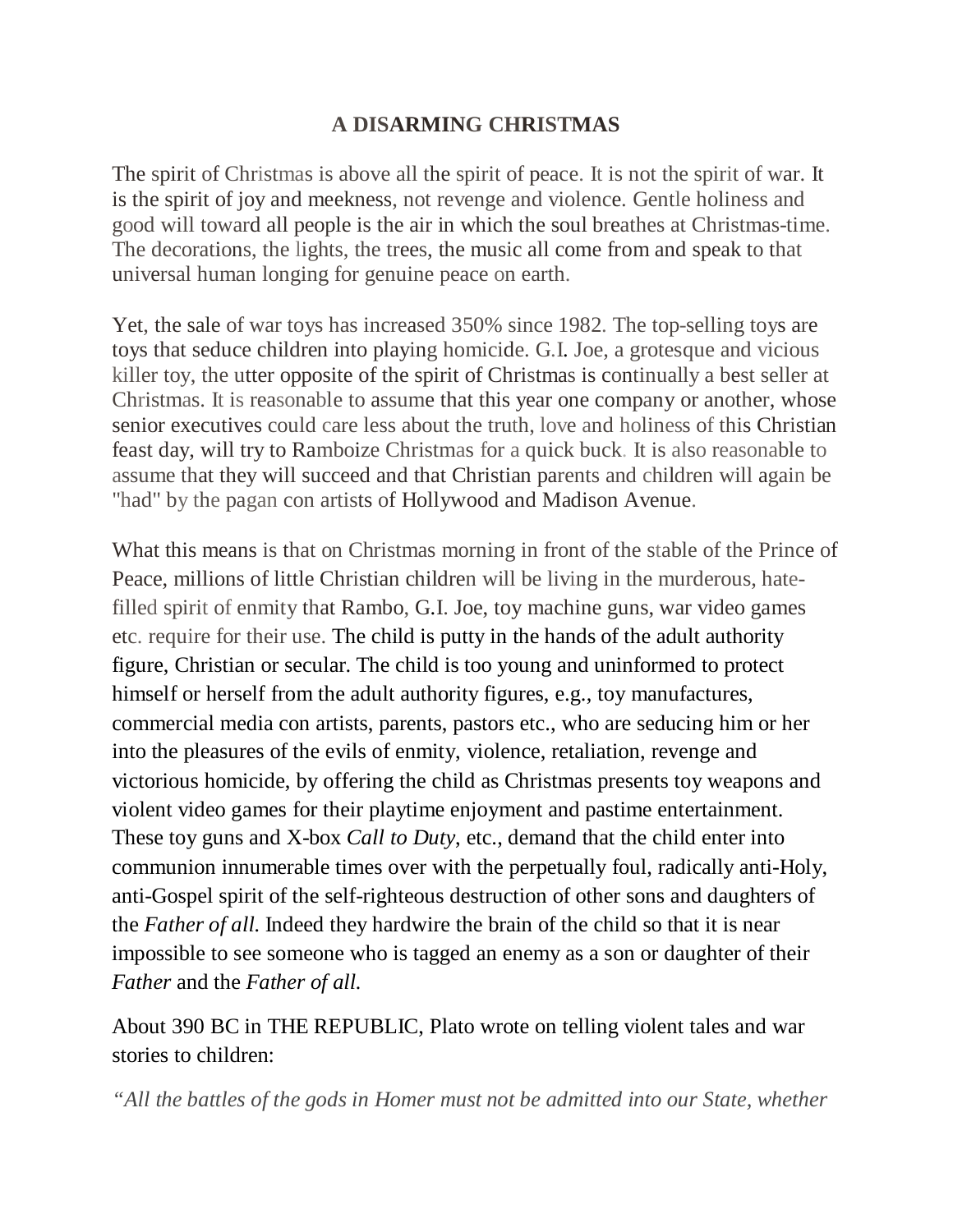# A DISARMING CHRISTMAS

The spirit of Christmas is above all the spirit of peace. It is not the spirit of war. It is the spirit of joy and meekness, not revenge and violence. Gentle holiness and good will toward all people is the air in which the soul breathes at Christmas-time. The decorations, the lights, the trees, the music all come from and speak to that universal human longing for genuine peace on earth.

Yet, the sale of war toys has increased 350% since 1982. The top-selling toys are toys that seduce children into playing homicide. G.I. Joe, a grotesque and vicious killer toy, the utter opposite of the spirit of Christmas is continually a best seller at Christmas. It is reasonable to assume that this year one company or another, whose senior executives could care less about the truth, love and holiness of this Christian feast day, will try to Ramboize Christmas for a quick buck. It is also reasonable to assume that they will succeed and that Christian parents and children will again be "had" by the pagan con artists of Hollywood and Madison Avenue.

What this means is that on Christmas morning in front of the stable of the Prince of Peace, millions of little Christian children will be living in the murderous, hate-filled spirit of enmity that Rambo, G.I. Joe, toy machine guns, war video games etc. require for their use. The child is putty in the hands of the adult authority figure, Christian or secular. The child is too young and uninformed to protect himself or herself from the adult authority figures, e.g., toy manufactures, commercial media con artists, parents, pastors etc., who are seducing him or her into the pleasures of the evils of enmity, violence, retaliation, revenge and victorious homicide, by offering the child as Christmas presents toy weapons and violent video games for their playtime enjoyment and pastime entertainment. These toy guns and X-box *Call to Duty*, etc., demand that the child enter into communion innumerable times over with the perpetually foul, radically anti-Holy, anti-Gospel spirit of the self-righteous destruction of other sons and daughters of the *Father of all.* Indeed they hardwire the brain of the child so that it is near impossible to see someone who is tagged an enemy as a son or daughter of their *Father* and the *Father of all.*

About 390 BC in THE REPUBLIC, Plato wrote on telling violent tales and war stories to children:

*"All the battles of the gods in Homer must not be admitted into our State, whether*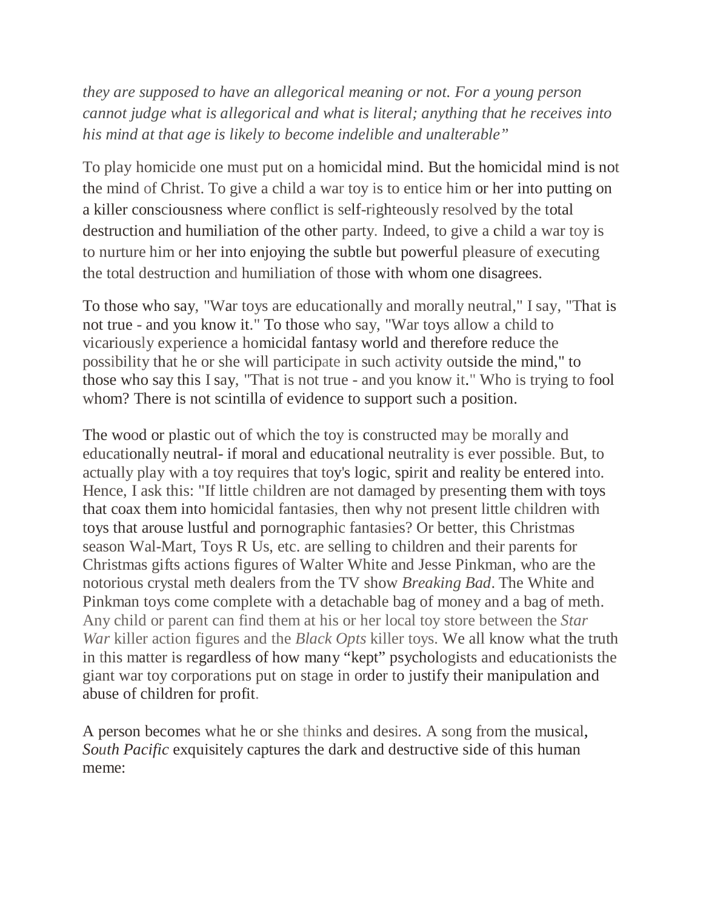*they are supposed to have an allegorical meaning or not. For a young person cannot judge what is allegorical and what is literal; anything that he receives into his mind at that age is likely to become indelible and unalterable"*

To play homicide one must put on a homicidal mind. But the homicidal mind is not the mind of Christ. To give a child a war toy is to entice him or her into putting on a killer consciousness where conflict is self-righteously resolved by the total destruction and humiliation of the other party. Indeed, to give a child a war toy is to nurture him or her into enjoying the subtle but powerful pleasure of executing the total destruction and humiliation of those with whom one disagrees.

To those who say, "War toys are educationally and morally neutral," I say, "That is not true - and you know it." To those who say, "War toys allow a child to vicariously experience a homicidal fantasy world and therefore reduce the possibility that he or she will participate in such activity outside the mind," to those who say this I say, "That is not true - and you know it." Who is trying to fool whom? There is not scintilla of evidence to support such a position.

The wood or plastic out of which the toy is constructed may be morally and educationally neutral- if moral and educational neutrality is ever possible. But, to actually play with a toy requires that toy's logic, spirit and reality be entered into. Hence, I ask this: "If little children are not damaged by presenting them with toys that coax them into homicidal fantasies, then why not present little children with toys that arouse lustful and pornographic fantasies? Or better, this Christmas season Wal-Mart, Toys R Us, etc. are selling to children and their parents for Christmas gifts actions figures of Walter White and Jesse Pinkman, who are the notorious crystal meth dealers from the TV show *Breaking Bad*. The White and Pinkman toys come complete with a detachable bag of money and a bag of meth. Any child or parent can find them at his or her local toy store between the *Star War* killer action figures and the *Black Opts* killer toys. We all know what the truth in this matter is regardless of how many "kept" psychologists and educationists the giant war toy corporations put on stage in order to justify their manipulation and abuse of children for profit.

A person becomes what he or she thinks and desires. A song from the musical, *South Pacific* exquisitely captures the dark and destructive side of this human meme: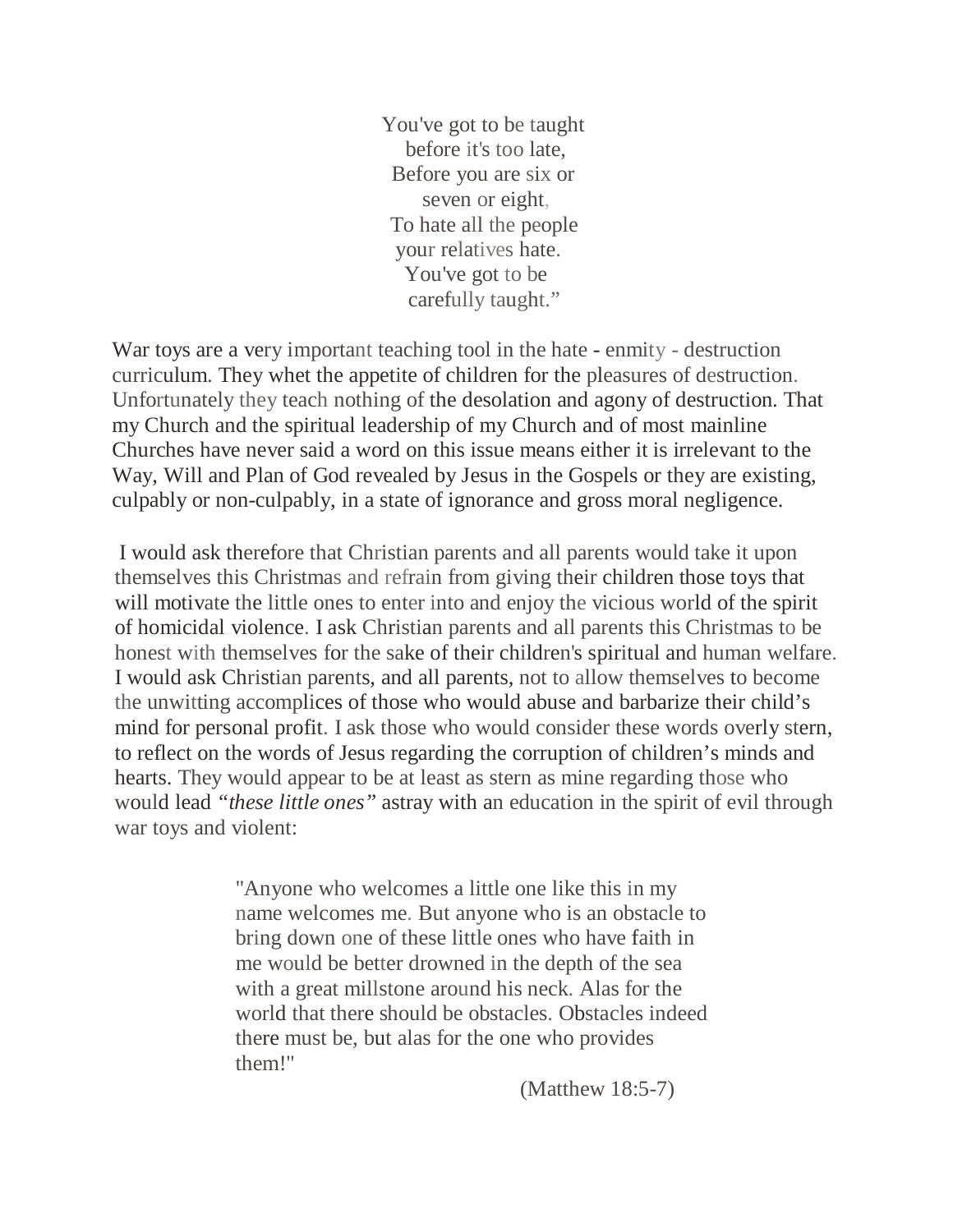You've got to be taught  
before it's too late,  
Before you are six or  
seven or eight,  
To hate all the people  
your relatives hate.  
You've got to be  
carefully taught."

War toys are a very important teaching tool in the hate - enmity - destruction curriculum. They whet the appetite of children for the pleasures of destruction. Unfortunately they teach nothing of the desolation and agony of destruction. That my Church and the spiritual leadership of my Church and of most mainline Churches have never said a word on this issue means either it is irrelevant to the Way, Will and Plan of God revealed by Jesus in the Gospels or they are existing, culpably or non-culpably, in a state of ignorance and gross moral negligence.

I would ask therefore that Christian parents and all parents would take it upon themselves this Christmas and refrain from giving their children those toys that will motivate the little ones to enter into and enjoy the vicious world of the spirit of homicidal violence. I ask Christian parents and all parents this Christmas to be honest with themselves for the sake of their children's spiritual and human welfare. I would ask Christian parents, and all parents, not to allow themselves to become the unwitting accomplices of those who would abuse and barbarize their child's mind for personal profit. I ask those who would consider these words overly stern, to reflect on the words of Jesus regarding the corruption of children's minds and hearts. They would appear to be at least as stern as mine regarding those who would lead *"these little ones"* astray with an education in the spirit of evil through war toys and violent:

> "Anyone who welcomes a little one like this in my name welcomes me. But anyone who is an obstacle to bring down one of these little ones who have faith in me would be better drowned in the depth of the sea with a great millstone around his neck. Alas for the world that there should be obstacles. Obstacles indeed there must be, but alas for the one who provides them!"
>
> (Matthew 18:5-7)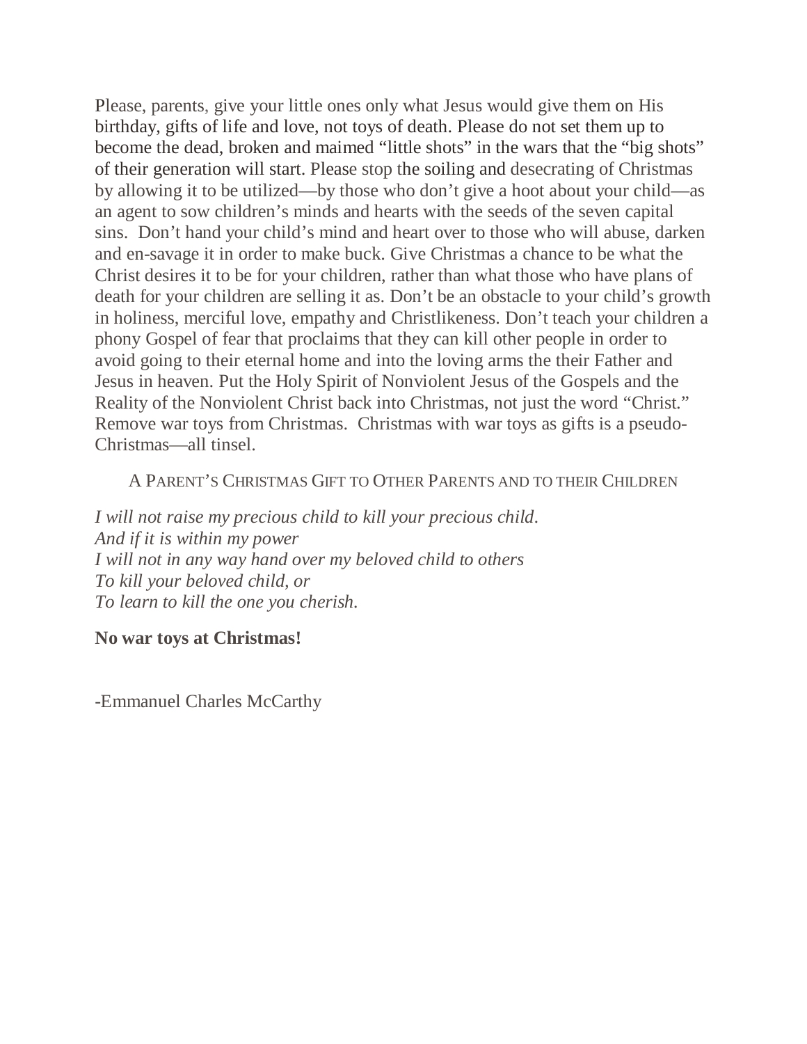Please, parents, give your little ones only what Jesus would give them on His birthday, gifts of life and love, not toys of death. Please do not set them up to become the dead, broken and maimed “little shots” in the wars that the “big shots” of their generation will start. Please stop the soiling and desecrating of Christmas by allowing it to be utilized—by those who don’t give a hoot about your child—as an agent to sow children’s minds and hearts with the seeds of the seven capital sins. Don’t hand your child’s mind and heart over to those who will abuse, darken and en-savage it in order to make buck. Give Christmas a chance to be what the Christ desires it to be for your children, rather than what those who have plans of death for your children are selling it as. Don’t be an obstacle to your child’s growth in holiness, merciful love, empathy and Christlikeness. Don’t teach your children a phony Gospel of fear that proclaims that they can kill other people in order to avoid going to their eternal home and into the loving arms the their Father and Jesus in heaven. Put the Holy Spirit of Nonviolent Jesus of the Gospels and the Reality of the Nonviolent Christ back into Christmas, not just the word “Christ.” Remove war toys from Christmas. Christmas with war toys as gifts is a pseudo-Christmas—all tinsel.

A PARENT’S CHRISTMAS GIFT TO OTHER PARENTS AND TO THEIR CHILDREN

*I will not raise my precious child to kill your precious child.*
*And if it is within my power*
*I will not in any way hand over my beloved child to others*
*To kill your beloved child, or*
*To learn to kill the one you cherish.*

**No war toys at Christmas!**

-Emmanuel Charles McCarthy